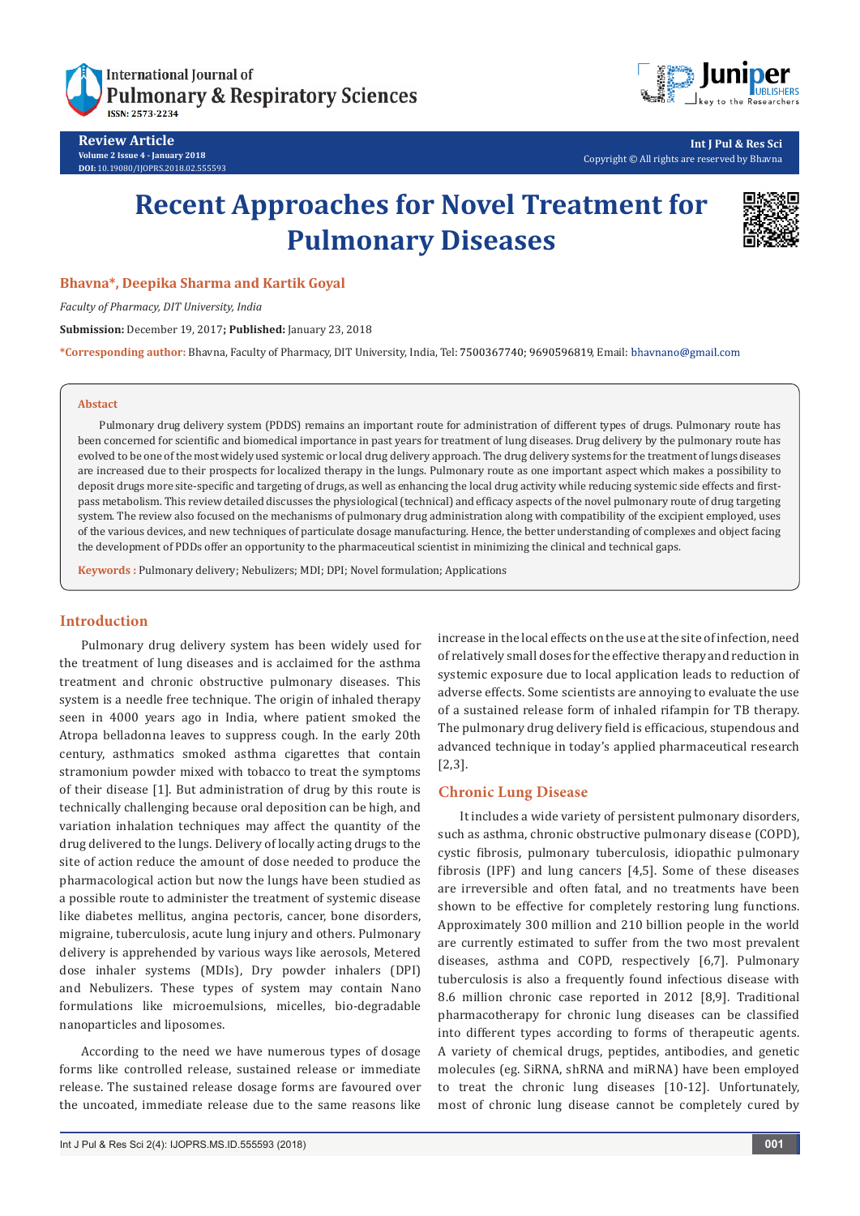Review Article
Volume 2 Issue 4 - January 2018
DOI: 10.19080/IJOPRS.2018.02.555593

Int J Pul & Res Sci
Copyright © All rights are reserved by Bhavna

# Recent Approaches for Novel Treatment for Pulmonary Diseases

**Bhavna\*, Deepika Sharma and Kartik Goyal**

*Faculty of Pharmacy, DIT University, India*

**Submission:** December 19, 2017; **Published:** January 23, 2018

**\*Corresponding author:** Bhavna, Faculty of Pharmacy, DIT University, India, Tel: 7500367740; 9690596819, Email: bhavnano@gmail.com

## Abstract

Pulmonary drug delivery system (PDDS) remains an important route for administration of different types of drugs. Pulmonary route has been concerned for scientific and biomedical importance in past years for treatment of lung diseases. Drug delivery by the pulmonary route has evolved to be one of the most widely used systemic or local drug delivery approach. The drug delivery systems for the treatment of lungs diseases are increased due to their prospects for localized therapy in the lungs. Pulmonary route as one important aspect which makes a possibility to deposit drugs more site-specific and targeting of drugs, as well as enhancing the local drug activity while reducing systemic side effects and first-pass metabolism. This review detailed discusses the physiological (technical) and efficacy aspects of the novel pulmonary route of drug targeting system. The review also focused on the mechanisms of pulmonary drug administration along with compatibility of the excipient employed, uses of the various devices, and new techniques of particulate dosage manufacturing. Hence, the better understanding of complexes and object facing the development of PDDs offer an opportunity to the pharmaceutical scientist in minimizing the clinical and technical gaps.

**Keywords :** Pulmonary delivery; Nebulizers; MDI; DPI; Novel formulation; Applications

## Introduction

Pulmonary drug delivery system has been widely used for the treatment of lung diseases and is acclaimed for the asthma treatment and chronic obstructive pulmonary diseases. This system is a needle free technique. The origin of inhaled therapy seen in 4000 years ago in India, where patient smoked the Atropa belladonna leaves to suppress cough. In the early 20th century, asthmatics smoked asthma cigarettes that contain stramonium powder mixed with tobacco to treat the symptoms of their disease [1]. But administration of drug by this route is technically challenging because oral deposition can be high, and variation inhalation techniques may affect the quantity of the drug delivered to the lungs. Delivery of locally acting drugs to the site of action reduce the amount of dose needed to produce the pharmacological action but now the lungs have been studied as a possible route to administer the treatment of systemic disease like diabetes mellitus, angina pectoris, cancer, bone disorders, migraine, tuberculosis, acute lung injury and others. Pulmonary delivery is apprehended by various ways like aerosols, Metered dose inhaler systems (MDIs), Dry powder inhalers (DPI) and Nebulizers. These types of system may contain Nano formulations like microemulsions, micelles, bio-degradable nanoparticles and liposomes.

According to the need we have numerous types of dosage forms like controlled release, sustained release or immediate release. The sustained release dosage forms are favoured over the uncoated, immediate release due to the same reasons like increase in the local effects on the use at the site of infection, need of relatively small doses for the effective therapy and reduction in systemic exposure due to local application leads to reduction of adverse effects. Some scientists are annoying to evaluate the use of a sustained release form of inhaled rifampin for TB therapy. The pulmonary drug delivery field is efficacious, stupendous and advanced technique in today's applied pharmaceutical research [2,3].

## Chronic Lung Disease

It includes a wide variety of persistent pulmonary disorders, such as asthma, chronic obstructive pulmonary disease (COPD), cystic fibrosis, pulmonary tuberculosis, idiopathic pulmonary fibrosis (IPF) and lung cancers [4,5]. Some of these diseases are irreversible and often fatal, and no treatments have been shown to be effective for completely restoring lung functions. Approximately 300 million and 210 billion people in the world are currently estimated to suffer from the two most prevalent diseases, asthma and COPD, respectively [6,7]. Pulmonary tuberculosis is also a frequently found infectious disease with 8.6 million chronic case reported in 2012 [8,9]. Traditional pharmacotherapy for chronic lung diseases can be classified into different types according to forms of therapeutic agents. A variety of chemical drugs, peptides, antibodies, and genetic molecules (eg. SiRNA, shRNA and miRNA) have been employed to treat the chronic lung diseases [10-12]. Unfortunately, most of chronic lung disease cannot be completely cured by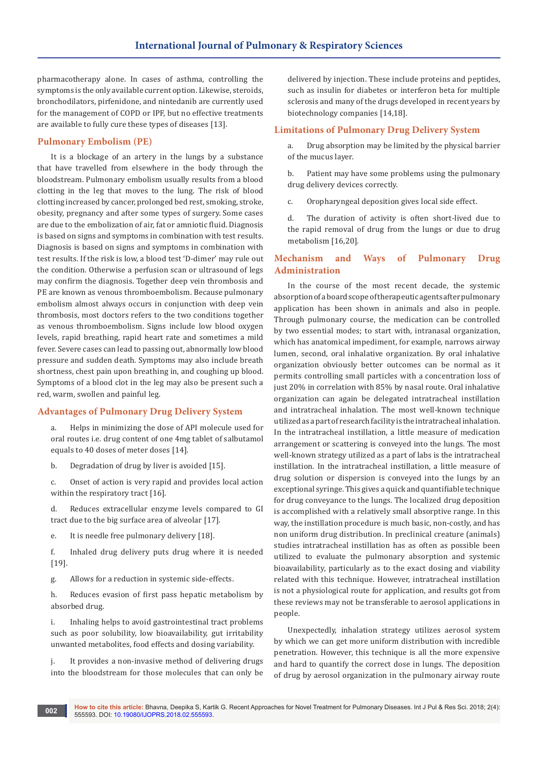pharmacotherapy alone. In cases of asthma, controlling the symptoms is the only available current option. Likewise, steroids, bronchodilators, pirfenidone, and nintedanib are currently used for the management of COPD or IPF, but no effective treatments are available to fully cure these types of diseases [13].

## Pulmonary Embolism (PE)

It is a blockage of an artery in the lungs by a substance that have travelled from elsewhere in the body through the bloodstream. Pulmonary embolism usually results from a blood clotting in the leg that moves to the lung. The risk of blood clotting increased by cancer, prolonged bed rest, smoking, stroke, obesity, pregnancy and after some types of surgery. Some cases are due to the embolization of air, fat or amniotic fluid. Diagnosis is based on signs and symptoms in combination with test results. Diagnosis is based on signs and symptoms in combination with test results. If the risk is low, a blood test 'D-dimer' may rule out the condition. Otherwise a perfusion scan or ultrasound of legs may confirm the diagnosis. Together deep vein thrombosis and PE are known as venous thromboembolism. Because pulmonary embolism almost always occurs in conjunction with deep vein thrombosis, most doctors refers to the two conditions together as venous thromboembolism. Signs include low blood oxygen levels, rapid breathing, rapid heart rate and sometimes a mild fever. Severe cases can lead to passing out, abnormally low blood pressure and sudden death. Symptoms may also include breath shortness, chest pain upon breathing in, and coughing up blood. Symptoms of a blood clot in the leg may also be present such a red, warm, swollen and painful leg.

## Advantages of Pulmonary Drug Delivery System

a. Helps in minimizing the dose of API molecule used for oral routes i.e. drug content of one 4mg tablet of salbutamol equals to 40 doses of meter doses [14].

b. Degradation of drug by liver is avoided [15].

c. Onset of action is very rapid and provides local action within the respiratory tract [16].

d. Reduces extracellular enzyme levels compared to GI tract due to the big surface area of alveolar [17].

e. It is needle free pulmonary delivery [18].

f. Inhaled drug delivery puts drug where it is needed [19].

g. Allows for a reduction in systemic side-effects.

h. Reduces evasion of first pass hepatic metabolism by absorbed drug.

i. Inhaling helps to avoid gastrointestinal tract problems such as poor solubility, low bioavailability, gut irritability unwanted metabolites, food effects and dosing variability.

j. It provides a non-invasive method of delivering drugs into the bloodstream for those molecules that can only be delivered by injection. These include proteins and peptides, such as insulin for diabetes or interferon beta for multiple sclerosis and many of the drugs developed in recent years by biotechnology companies [14,18].

## Limitations of Pulmonary Drug Delivery System

a. Drug absorption may be limited by the physical barrier of the mucus layer.

b. Patient may have some problems using the pulmonary drug delivery devices correctly.

c. Oropharyngeal deposition gives local side effect.

d. The duration of activity is often short-lived due to the rapid removal of drug from the lungs or due to drug metabolism [16,20].

## Mechanism and Ways of Pulmonary Drug Administration

In the course of the most recent decade, the systemic absorption of a board scope of therapeutic agents after pulmonary application has been shown in animals and also in people. Through pulmonary course, the medication can be controlled by two essential modes; to start with, intranasal organization, which has anatomical impediment, for example, narrows airway lumen, second, oral inhalative organization. By oral inhalative organization obviously better outcomes can be normal as it permits controlling small particles with a concentration loss of just 20% in correlation with 85% by nasal route. Oral inhalative organization can again be delegated intratracheal instillation and intratracheal inhalation. The most well-known technique utilized as a part of research facility is the intratracheal inhalation. In the intratracheal instillation, a little measure of medication arrangement or scattering is conveyed into the lungs. The most well-known strategy utilized as a part of labs is the intratracheal instillation. In the intratracheal instillation, a little measure of drug solution or dispersion is conveyed into the lungs by an exceptional syringe. This gives a quick and quantifiable technique for drug conveyance to the lungs. The localized drug deposition is accomplished with a relatively small absorptive range. In this way, the instillation procedure is much basic, non-costly, and has non uniform drug distribution. In preclinical creature (animals) studies intratracheal instillation has as often as possible been utilized to evaluate the pulmonary absorption and systemic bioavailability, particularly as to the exact dosing and viability related with this technique. However, intratracheal instillation is not a physiological route for application, and results got from these reviews may not be transferable to aerosol applications in people.

Unexpectedly, inhalation strategy utilizes aerosol system by which we can get more uniform distribution with incredible penetration. However, this technique is all the more expensive and hard to quantify the correct dose in lungs. The deposition of drug by aerosol organization in the pulmonary airway route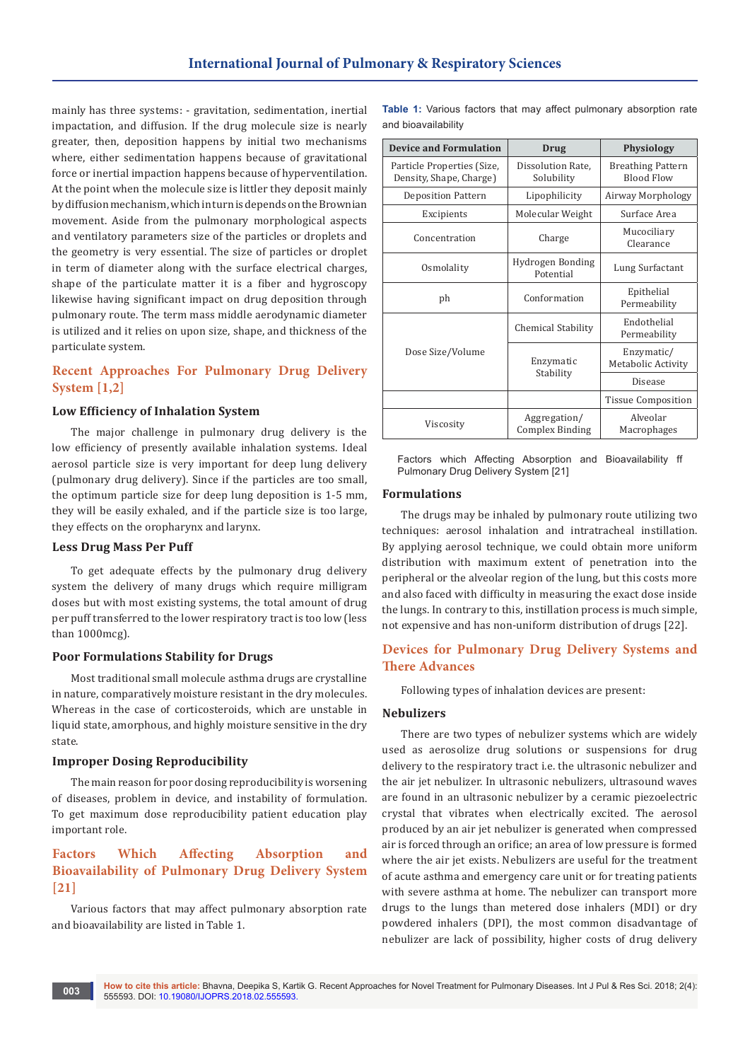mainly has three systems: - gravitation, sedimentation, inertial impactation, and diffusion. If the drug molecule size is nearly greater, then, deposition happens by initial two mechanisms where, either sedimentation happens because of gravitational force or inertial impaction happens because of hyperventilation. At the point when the molecule size is littler they deposit mainly by diffusion mechanism, which in turn is depends on the Brownian movement. Aside from the pulmonary morphological aspects and ventilatory parameters size of the particles or droplets and the geometry is very essential. The size of particles or droplet in term of diameter along with the surface electrical charges, shape of the particulate matter it is a fiber and hygroscopy likewise having significant impact on drug deposition through pulmonary route. The term mass middle aerodynamic diameter is utilized and it relies on upon size, shape, and thickness of the particulate system.

## Recent Approaches For Pulmonary Drug Delivery System [1,2]

### Low Efficiency of Inhalation System

The major challenge in pulmonary drug delivery is the low efficiency of presently available inhalation systems. Ideal aerosol particle size is very important for deep lung delivery (pulmonary drug delivery). Since if the particles are too small, the optimum particle size for deep lung deposition is 1-5 mm, they will be easily exhaled, and if the particle size is too large, they effects on the oropharynx and larynx.

### Less Drug Mass Per Puff

To get adequate effects by the pulmonary drug delivery system the delivery of many drugs which require milligram doses but with most existing systems, the total amount of drug per puff transferred to the lower respiratory tract is too low (less than 1000mcg).

### Poor Formulations Stability for Drugs

Most traditional small molecule asthma drugs are crystalline in nature, comparatively moisture resistant in the dry molecules. Whereas in the case of corticosteroids, which are unstable in liquid state, amorphous, and highly moisture sensitive in the dry state.

### Improper Dosing Reproducibility

The main reason for poor dosing reproducibility is worsening of diseases, problem in device, and instability of formulation. To get maximum dose reproducibility patient education play important role.

## Factors Which Affecting Absorption and Bioavailability of Pulmonary Drug Delivery System [21]

Various factors that may affect pulmonary absorption rate and bioavailability are listed in Table 1.

**Table 1:** Various factors that may affect pulmonary absorption rate and bioavailability

| Device and Formulation | Drug | Physiology |
|---|---|---|
| Particle Properties (Size, Density, Shape, Charge) | Dissolution Rate, Solubility | Breathing Pattern Blood Flow |
| Deposition Pattern | Lipophilicity | Airway Morphology |
| Excipients | Molecular Weight | Surface Area |
| Concentration | Charge | Mucociliary Clearance |
| Osmolality | Hydrogen Bonding Potential | Lung Surfactant |
| ph | Conformation | Epithelial Permeability |
| Dose Size/Volume | Chemical Stability | Endothelial Permeability |
| | Enzymatic Stability | Enzymatic/ Metabolic Activity |
| | | Disease |
| | | Tissue Composition |
| Viscosity | Aggregation/ Complex Binding | Alveolar Macrophages |

Factors which Affecting Absorption and Bioavailability ff Pulmonary Drug Delivery System [21]

### Formulations

The drugs may be inhaled by pulmonary route utilizing two techniques: aerosol inhalation and intratracheal instillation. By applying aerosol technique, we could obtain more uniform distribution with maximum extent of penetration into the peripheral or the alveolar region of the lung, but this costs more and also faced with difficulty in measuring the exact dose inside the lungs. In contrary to this, instillation process is much simple, not expensive and has non-uniform distribution of drugs [22].

## Devices for Pulmonary Drug Delivery Systems and There Advances

Following types of inhalation devices are present:

### Nebulizers

There are two types of nebulizer systems which are widely used as aerosolize drug solutions or suspensions for drug delivery to the respiratory tract i.e. the ultrasonic nebulizer and the air jet nebulizer. In ultrasonic nebulizers, ultrasound waves are found in an ultrasonic nebulizer by a ceramic piezoelectric crystal that vibrates when electrically excited. The aerosol produced by an air jet nebulizer is generated when compressed air is forced through an orifice; an area of low pressure is formed where the air jet exists. Nebulizers are useful for the treatment of acute asthma and emergency care unit or for treating patients with severe asthma at home. The nebulizer can transport more drugs to the lungs than metered dose inhalers (MDI) or dry powdered inhalers (DPI), the most common disadvantage of nebulizer are lack of possibility, higher costs of drug delivery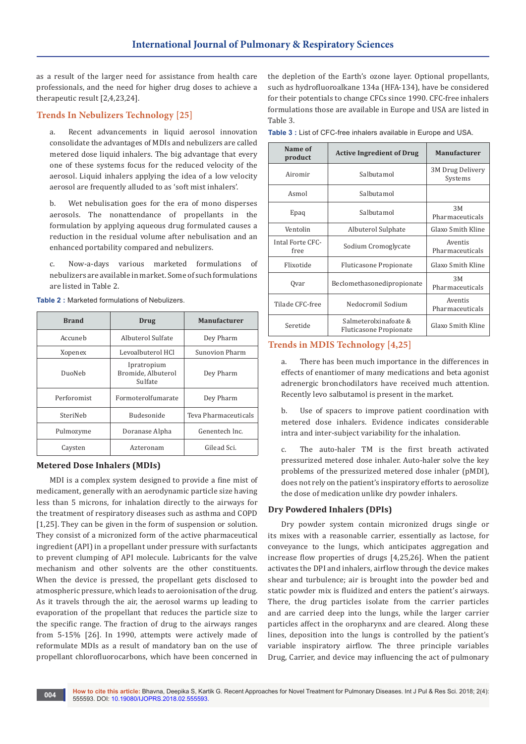as a result of the larger need for assistance from health care professionals, and the need for higher drug doses to achieve a therapeutic result [2,4,23,24].

## Trends In Nebulizers Technology [25]

a. Recent advancements in liquid aerosol innovation consolidate the advantages of MDIs and nebulizers are called metered dose liquid inhalers. The big advantage that every one of these systems focus for the reduced velocity of the aerosol. Liquid inhalers applying the idea of a low velocity aerosol are frequently alluded to as 'soft mist inhalers'.

b. Wet nebulisation goes for the era of mono disperses aerosols. The nonattendance of propellants in the formulation by applying aqueous drug formulated causes a reduction in the residual volume after nebulisation and an enhanced portability compared and nebulizers.

c. Now-a-days various marketed formulations of nebulizers are available in market. Some of such formulations are listed in Table 2.

**Table 2 :** Marketed formulations of Nebulizers.

| Brand | Drug | Manufacturer |
|---|---|---|
| Accuneb | Albuterol Sulfate | Dey Pharm |
| Xopenex | Levoalbuterol HCl | Sunovion Pharm |
| DuoNeb | Ipratropium Bromide, Albuterol Sulfate | Dey Pharm |
| Perforomist | Formoterolfumarate | Dey Pharm |
| SteriNeb | Budesonide | Teva Pharmaceuticals |
| Pulmozyme | Doranase Alpha | Genentech Inc. |
| Caysten | Azteronam | Gilead Sci. |

### Metered Dose Inhalers (MDIs)

MDI is a complex system designed to provide a fine mist of medicament, generally with an aerodynamic particle size having less than 5 microns, for inhalation directly to the airways for the treatment of respiratory diseases such as asthma and COPD [1,25]. They can be given in the form of suspension or solution. They consist of a micronized form of the active pharmaceutical ingredient (API) in a propellant under pressure with surfactants to prevent clumping of API molecule. Lubricants for the valve mechanism and other solvents are the other constituents. When the device is pressed, the propellant gets disclosed to atmospheric pressure, which leads to aeroionisation of the drug. As it travels through the air, the aerosol warms up leading to evaporation of the propellant that reduces the particle size to the specific range. The fraction of drug to the airways ranges from 5-15% [26]. In 1990, attempts were actively made of reformulate MDIs as a result of mandatory ban on the use of propellant chlorofluorocarbons, which have been concerned in the depletion of the Earth's ozone layer. Optional propellants, such as hydrofluoroalkane 134a (HFA-134), have be considered for their potentials to change CFCs since 1990. CFC-free inhalers formulations those are available in Europe and USA are listed in Table 3.

**Table 3 :** List of CFC-free inhalers available in Europe and USA.

| Name of product | Active Ingredient of Drug | Manufacturer |
|---|---|---|
| Airomir | Salbutamol | 3M Drug Delivery Systems |
| Asmol | Salbutamol | |
| Epaq | Salbutamol | 3M Pharmaceuticals |
| Ventolin | Albuterol Sulphate | Glaxo Smith Kline |
| Intal Forte CFC-free | Sodium Cromoglycate | Aventis Pharmaceuticals |
| Flixotide | Fluticasone Propionate | Glaxo Smith Kline |
| Qvar | Beclomethasonedipropionate | 3M Pharmaceuticals |
| Tilade CFC-free | Nedocromil Sodium | Aventis Pharmaceuticals |
| Seretide | Salmeterolxinafoate & Fluticasone Propionate | Glaxo Smith Kline |

## Trends in MDIS Technology [4,25]

a. There has been much importance in the differences in effects of enantiomer of many medications and beta agonist adrenergic bronchodilators have received much attention. Recently levo salbutamol is present in the market.

b. Use of spacers to improve patient coordination with metered dose inhalers. Evidence indicates considerable intra and inter-subject variability for the inhalation.

c. The auto-haler TM is the first breath activated pressurized metered dose inhaler. Auto-haler solve the key problems of the pressurized metered dose inhaler (pMDI), does not rely on the patient's inspiratory efforts to aerosolize the dose of medication unlike dry powder inhalers.

### Dry Powdered Inhalers (DPIs)

Dry powder system contain micronized drugs single or its mixes with a reasonable carrier, essentially as lactose, for conveyance to the lungs, which anticipates aggregation and increase flow properties of drugs [4,25,26]. When the patient activates the DPI and inhalers, airflow through the device makes shear and turbulence; air is brought into the powder bed and static powder mix is fluidized and enters the patient's airways. There, the drug particles isolate from the carrier particles and are carried deep into the lungs, while the larger carrier particles affect in the oropharynx and are cleared. Along these lines, deposition into the lungs is controlled by the patient's variable inspiratory airflow. The three principle variables Drug, Carrier, and device may influencing the act of pulmonary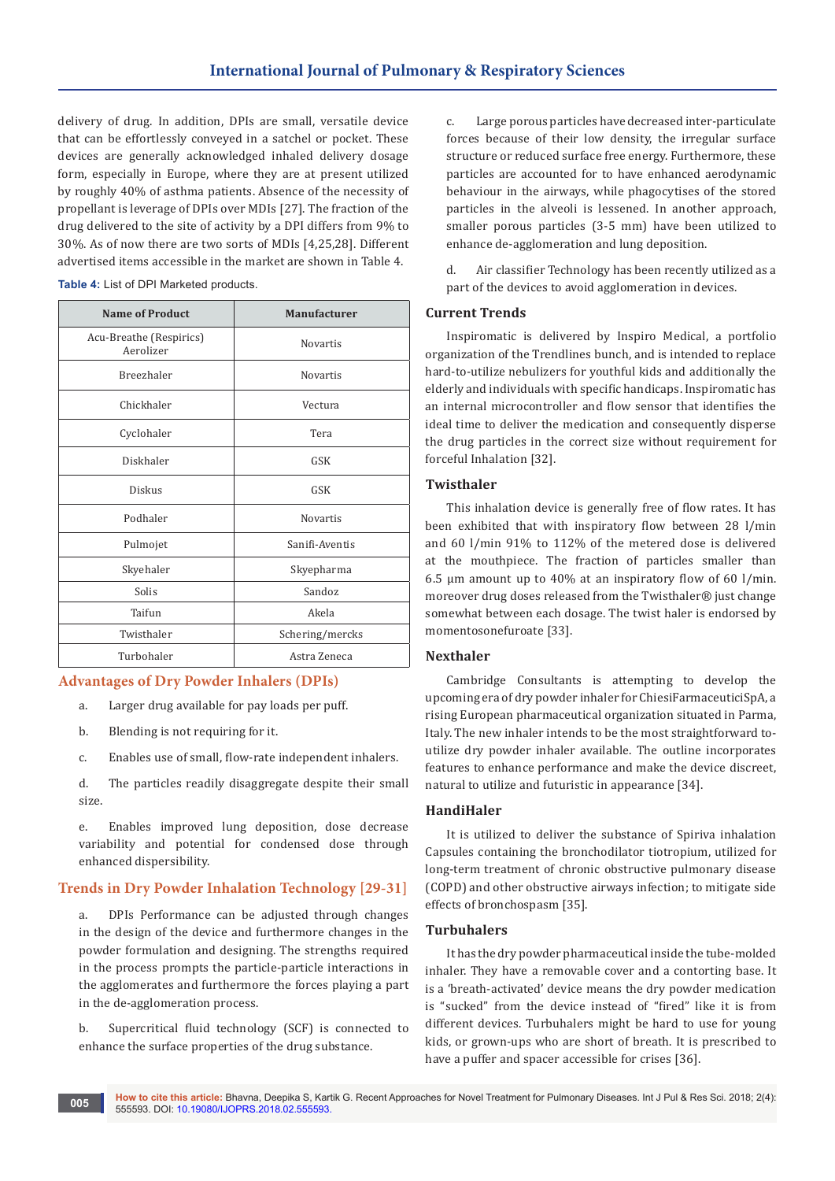delivery of drug. In addition, DPIs are small, versatile device that can be effortlessly conveyed in a satchel or pocket. These devices are generally acknowledged inhaled delivery dosage form, especially in Europe, where they are at present utilized by roughly 40% of asthma patients. Absence of the necessity of propellant is leverage of DPIs over MDIs [27]. The fraction of the drug delivered to the site of activity by a DPI differs from 9% to 30%. As of now there are two sorts of MDIs [4,25,28]. Different advertised items accessible in the market are shown in Table 4.

**Table 4:** List of DPI Marketed products.

| Name of Product | Manufacturer |
|---|---|
| Acu-Breathe (Respirics) Aerolizer | Novartis |
| Breezhaler | Novartis |
| Chickhaler | Vectura |
| Cyclohaler | Tera |
| Diskhaler | GSK |
| Diskus | GSK |
| Podhaler | Novartis |
| Pulmojet | Sanifi-Aventis |
| Skyehaler | Skyepharma |
| Solis | Sandoz |
| Taifun | Akela |
| Twisthaler | Schering/mercks |
| Turbohaler | Astra Zeneca |

## Advantages of Dry Powder Inhalers (DPIs)

a. Larger drug available for pay loads per puff.

b. Blending is not requiring for it.

c. Enables use of small, flow-rate independent inhalers.

d. The particles readily disaggregate despite their small size.

e. Enables improved lung deposition, dose decrease variability and potential for condensed dose through enhanced dispersibility.

## Trends in Dry Powder Inhalation Technology [29-31]

a. DPIs Performance can be adjusted through changes in the design of the device and furthermore changes in the powder formulation and designing. The strengths required in the process prompts the particle-particle interactions in the agglomerates and furthermore the forces playing a part in the de-agglomeration process.

b. Supercritical fluid technology (SCF) is connected to enhance the surface properties of the drug substance.

c. Large porous particles have decreased inter-particulate forces because of their low density, the irregular surface structure or reduced surface free energy. Furthermore, these particles are accounted for to have enhanced aerodynamic behaviour in the airways, while phagocytises of the stored particles in the alveoli is lessened. In another approach, smaller porous particles (3-5 mm) have been utilized to enhance de-agglomeration and lung deposition.

d. Air classifier Technology has been recently utilized as a part of the devices to avoid agglomeration in devices.

### Current Trends

Inspiromatic is delivered by Inspiro Medical, a portfolio organization of the Trendlines bunch, and is intended to replace hard-to-utilize nebulizers for youthful kids and additionally the elderly and individuals with specific handicaps. Inspiromatic has an internal microcontroller and flow sensor that identifies the ideal time to deliver the medication and consequently disperse the drug particles in the correct size without requirement for forceful Inhalation [32].

### Twisthaler

This inhalation device is generally free of flow rates. It has been exhibited that with inspiratory flow between 28 l/min and 60 l/min 91% to 112% of the metered dose is delivered at the mouthpiece. The fraction of particles smaller than 6.5 µm amount up to 40% at an inspiratory flow of 60 l/min. moreover drug doses released from the Twisthaler® just change somewhat between each dosage. The twist haler is endorsed by momentosonefuroate [33].

### Nexthaler

Cambridge Consultants is attempting to develop the upcoming era of dry powder inhaler for ChiesiFarmaceuticiSpA, a rising European pharmaceutical organization situated in Parma, Italy. The new inhaler intends to be the most straightforward to-utilize dry powder inhaler available. The outline incorporates features to enhance performance and make the device discreet, natural to utilize and futuristic in appearance [34].

### HandiHaler

It is utilized to deliver the substance of Spiriva inhalation Capsules containing the bronchodilator tiotropium, utilized for long-term treatment of chronic obstructive pulmonary disease (COPD) and other obstructive airways infection; to mitigate side effects of bronchospasm [35].

### Turbuhalers

It has the dry powder pharmaceutical inside the tube-molded inhaler. They have a removable cover and a contorting base. It is a 'breath-activated' device means the dry powder medication is "sucked" from the device instead of "fired" like it is from different devices. Turbuhalers might be hard to use for young kids, or grown-ups who are short of breath. It is prescribed to have a puffer and spacer accessible for crises [36].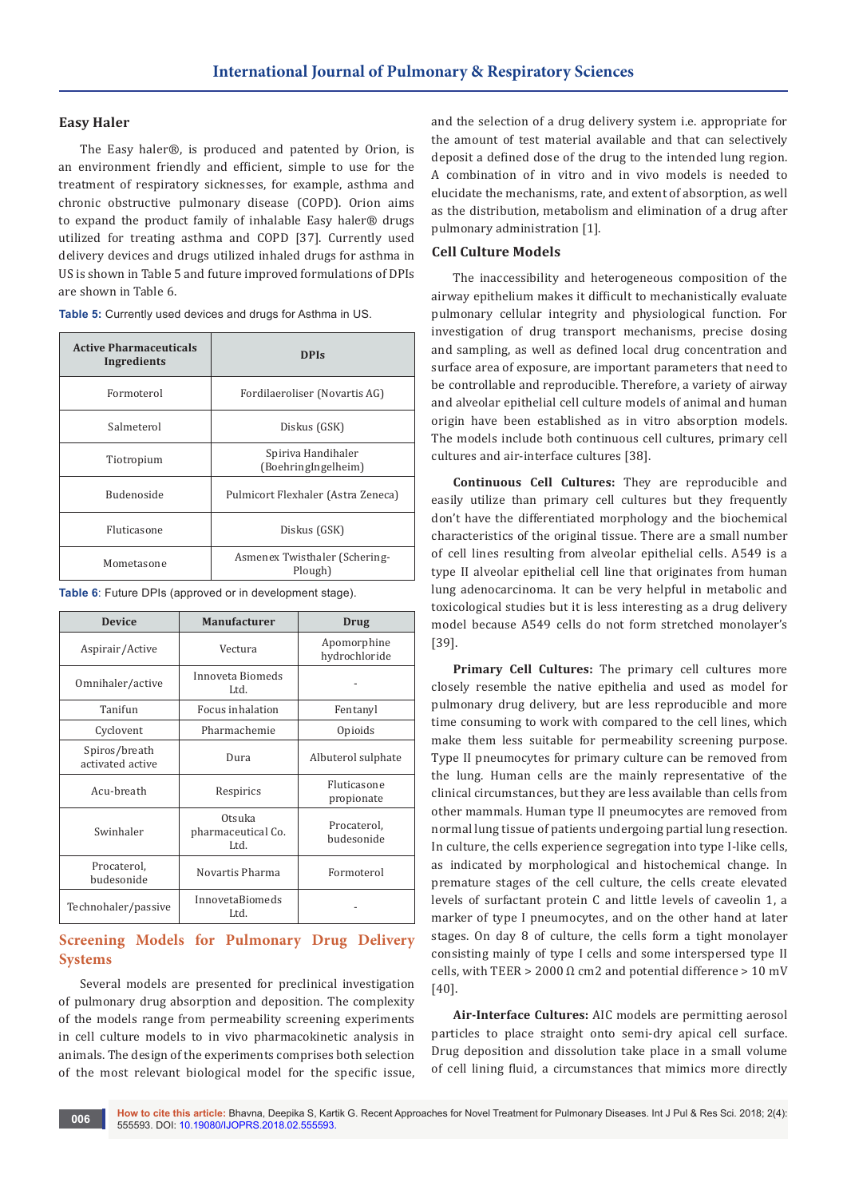### Easy Haler

The Easy haler®, is produced and patented by Orion, is an environment friendly and efficient, simple to use for the treatment of respiratory sicknesses, for example, asthma and chronic obstructive pulmonary disease (COPD). Orion aims to expand the product family of inhalable Easy haler® drugs utilized for treating asthma and COPD [37]. Currently used delivery devices and drugs utilized inhaled drugs for asthma in US is shown in Table 5 and future improved formulations of DPIs are shown in Table 6.

**Table 5:** Currently used devices and drugs for Asthma in US.

| Active Pharmaceuticals Ingredients | DPIs |
|---|---|
| Formoterol | Fordilaeroliser (Novartis AG) |
| Salmeterol | Diskus (GSK) |
| Tiotropium | Spiriva Handihaler (BoehringIngelheim) |
| Budenoside | Pulmicort Flexhaler (Astra Zeneca) |
| Fluticasone | Diskus (GSK) |
| Mometasone | Asmenex Twisthaler (Schering-Plough) |

**Table 6:** Future DPIs (approved or in development stage).

| Device | Manufacturer | Drug |
|---|---|---|
| Aspirair/Active | Vectura | Apomorphine hydrochloride |
| Omnihaler/active | Innoveta Biomeds Ltd. | - |
| Tanifun | Focus inhalation | Fentanyl |
| Cyclovent | Pharmachemie | Opioids |
| Spiros/breath activated active | Dura | Albuterol sulphate |
| Acu-breath | Respirics | Fluticasone propionate |
| Swinhaler | Otsuka pharmaceutical Co. Ltd. | Procaterol, budesonide |
| Procaterol, budesonide | Novartis Pharma | Formoterol |
| Technohaler/passive | InnovetaBiomeds Ltd. | - |

## Screening Models for Pulmonary Drug Delivery Systems

Several models are presented for preclinical investigation of pulmonary drug absorption and deposition. The complexity of the models range from permeability screening experiments in cell culture models to in vivo pharmacokinetic analysis in animals. The design of the experiments comprises both selection of the most relevant biological model for the specific issue, and the selection of a drug delivery system i.e. appropriate for the amount of test material available and that can selectively deposit a defined dose of the drug to the intended lung region. A combination of in vitro and in vivo models is needed to elucidate the mechanisms, rate, and extent of absorption, as well as the distribution, metabolism and elimination of a drug after pulmonary administration [1].

### Cell Culture Models

The inaccessibility and heterogeneous composition of the airway epithelium makes it difficult to mechanistically evaluate pulmonary cellular integrity and physiological function. For investigation of drug transport mechanisms, precise dosing and sampling, as well as defined local drug concentration and surface area of exposure, are important parameters that need to be controllable and reproducible. Therefore, a variety of airway and alveolar epithelial cell culture models of animal and human origin have been established as in vitro absorption models. The models include both continuous cell cultures, primary cell cultures and air-interface cultures [38].

**Continuous Cell Cultures:** They are reproducible and easily utilize than primary cell cultures but they frequently don't have the differentiated morphology and the biochemical characteristics of the original tissue. There are a small number of cell lines resulting from alveolar epithelial cells. A549 is a type II alveolar epithelial cell line that originates from human lung adenocarcinoma. It can be very helpful in metabolic and toxicological studies but it is less interesting as a drug delivery model because A549 cells do not form stretched monolayer's [39].

**Primary Cell Cultures:** The primary cell cultures more closely resemble the native epithelia and used as model for pulmonary drug delivery, but are less reproducible and more time consuming to work with compared to the cell lines, which make them less suitable for permeability screening purpose. Type II pneumocytes for primary culture can be removed from the lung. Human cells are the mainly representative of the clinical circumstances, but they are less available than cells from other mammals. Human type II pneumocytes are removed from normal lung tissue of patients undergoing partial lung resection. In culture, the cells experience segregation into type I-like cells, as indicated by morphological and histochemical change. In premature stages of the cell culture, the cells create elevated levels of surfactant protein C and little levels of caveolin 1, a marker of type I pneumocytes, and on the other hand at later stages. On day 8 of culture, the cells form a tight monolayer consisting mainly of type I cells and some interspersed type II cells, with TEER > 2000 Ω cm2 and potential difference > 10 mV [40].

**Air-Interface Cultures:** AIC models are permitting aerosol particles to place straight onto semi-dry apical cell surface. Drug deposition and dissolution take place in a small volume of cell lining fluid, a circumstances that mimics more directly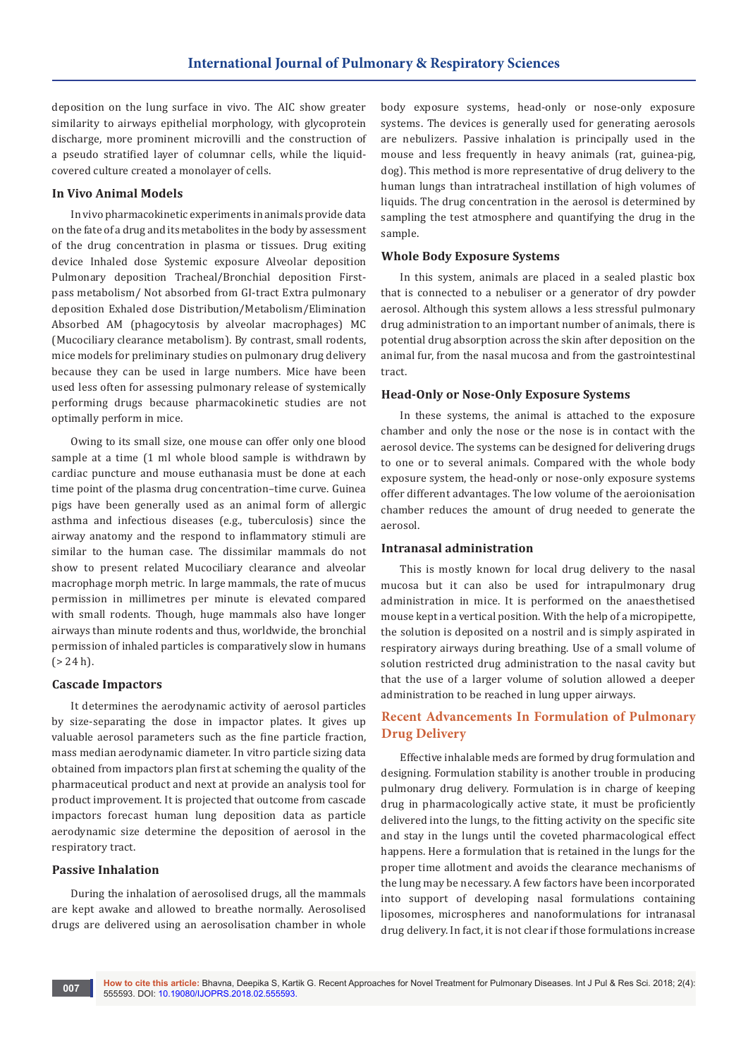deposition on the lung surface in vivo. The AIC show greater similarity to airways epithelial morphology, with glycoprotein discharge, more prominent microvilli and the construction of a pseudo stratified layer of columnar cells, while the liquid-covered culture created a monolayer of cells.

### In Vivo Animal Models

In vivo pharmacokinetic experiments in animals provide data on the fate of a drug and its metabolites in the body by assessment of the drug concentration in plasma or tissues. Drug exiting device Inhaled dose Systemic exposure Alveolar deposition Pulmonary deposition Tracheal/Bronchial deposition First-pass metabolism/ Not absorbed from GI-tract Extra pulmonary deposition Exhaled dose Distribution/Metabolism/Elimination Absorbed AM (phagocytosis by alveolar macrophages) MC (Mucociliary clearance metabolism). By contrast, small rodents, mice models for preliminary studies on pulmonary drug delivery because they can be used in large numbers. Mice have been used less often for assessing pulmonary release of systemically performing drugs because pharmacokinetic studies are not optimally perform in mice.

Owing to its small size, one mouse can offer only one blood sample at a time (1 ml whole blood sample is withdrawn by cardiac puncture and mouse euthanasia must be done at each time point of the plasma drug concentration–time curve. Guinea pigs have been generally used as an animal form of allergic asthma and infectious diseases (e.g., tuberculosis) since the airway anatomy and the respond to inflammatory stimuli are similar to the human case. The dissimilar mammals do not show to present related Mucociliary clearance and alveolar macrophage morph metric. In large mammals, the rate of mucus permission in millimetres per minute is elevated compared with small rodents. Though, huge mammals also have longer airways than minute rodents and thus, worldwide, the bronchial permission of inhaled particles is comparatively slow in humans (> 24 h).

### Cascade Impactors

It determines the aerodynamic activity of aerosol particles by size-separating the dose in impactor plates. It gives up valuable aerosol parameters such as the fine particle fraction, mass median aerodynamic diameter. In vitro particle sizing data obtained from impactors plan first at scheming the quality of the pharmaceutical product and next at provide an analysis tool for product improvement. It is projected that outcome from cascade impactors forecast human lung deposition data as particle aerodynamic size determine the deposition of aerosol in the respiratory tract.

### Passive Inhalation

During the inhalation of aerosolised drugs, all the mammals are kept awake and allowed to breathe normally. Aerosolised drugs are delivered using an aerosolisation chamber in whole body exposure systems, head-only or nose-only exposure systems. The devices is generally used for generating aerosols are nebulizers. Passive inhalation is principally used in the mouse and less frequently in heavy animals (rat, guinea-pig, dog). This method is more representative of drug delivery to the human lungs than intratracheal instillation of high volumes of liquids. The drug concentration in the aerosol is determined by sampling the test atmosphere and quantifying the drug in the sample.

### Whole Body Exposure Systems

In this system, animals are placed in a sealed plastic box that is connected to a nebuliser or a generator of dry powder aerosol. Although this system allows a less stressful pulmonary drug administration to an important number of animals, there is potential drug absorption across the skin after deposition on the animal fur, from the nasal mucosa and from the gastrointestinal tract.

### Head-Only or Nose-Only Exposure Systems

In these systems, the animal is attached to the exposure chamber and only the nose or the nose is in contact with the aerosol device. The systems can be designed for delivering drugs to one or to several animals. Compared with the whole body exposure system, the head-only or nose-only exposure systems offer different advantages. The low volume of the aeroionisation chamber reduces the amount of drug needed to generate the aerosol.

### Intranasal administration

This is mostly known for local drug delivery to the nasal mucosa but it can also be used for intrapulmonary drug administration in mice. It is performed on the anaesthetised mouse kept in a vertical position. With the help of a micropipette, the solution is deposited on a nostril and is simply aspirated in respiratory airways during breathing. Use of a small volume of solution restricted drug administration to the nasal cavity but that the use of a larger volume of solution allowed a deeper administration to be reached in lung upper airways.

## Recent Advancements In Formulation of Pulmonary Drug Delivery

Effective inhalable meds are formed by drug formulation and designing. Formulation stability is another trouble in producing pulmonary drug delivery. Formulation is in charge of keeping drug in pharmacologically active state, it must be proficiently delivered into the lungs, to the fitting activity on the specific site and stay in the lungs until the coveted pharmacological effect happens. Here a formulation that is retained in the lungs for the proper time allotment and avoids the clearance mechanisms of the lung may be necessary. A few factors have been incorporated into support of developing nasal formulations containing liposomes, microspheres and nanoformulations for intranasal drug delivery. In fact, it is not clear if those formulations increase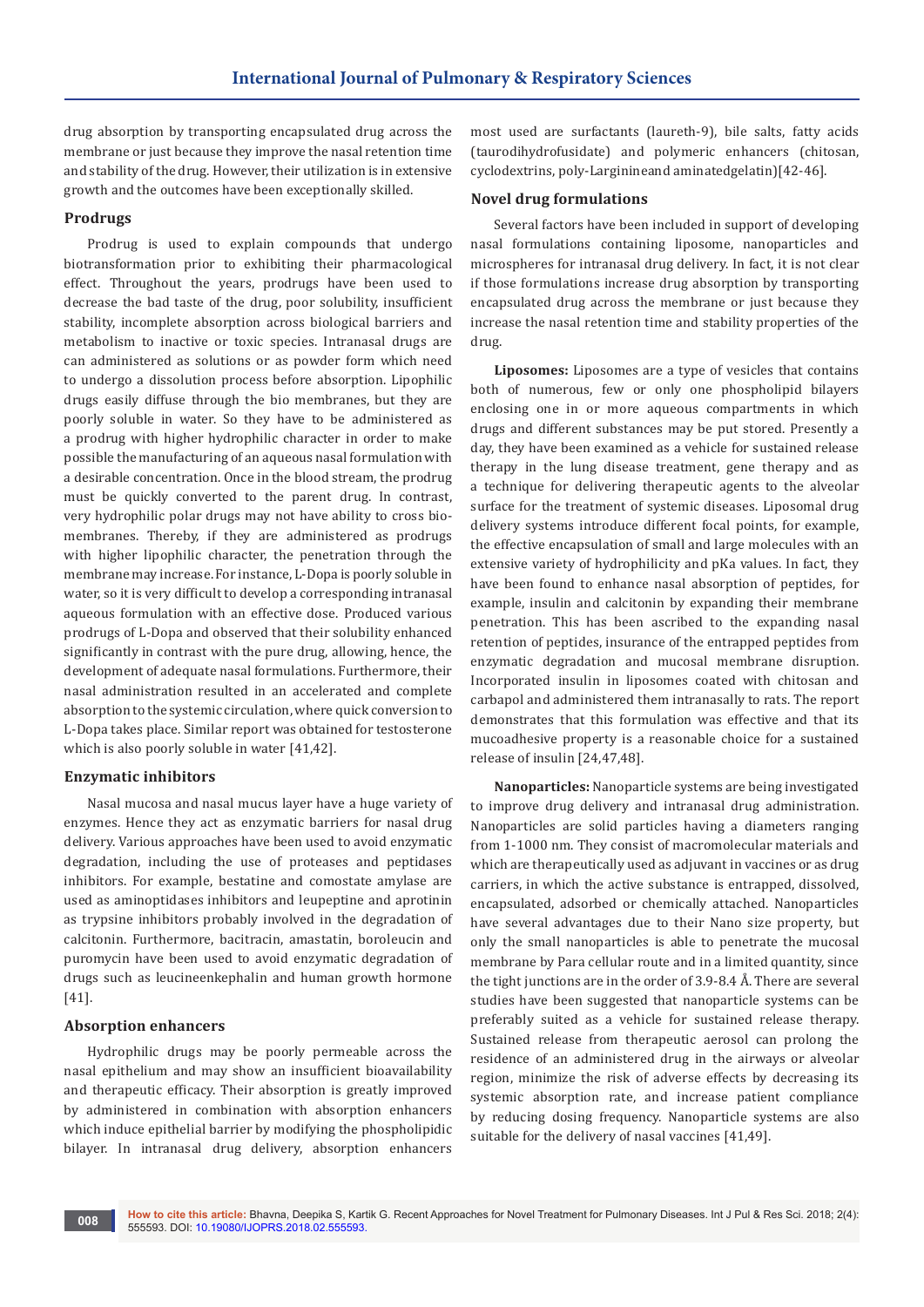drug absorption by transporting encapsulated drug across the membrane or just because they improve the nasal retention time and stability of the drug. However, their utilization is in extensive growth and the outcomes have been exceptionally skilled.

### Prodrugs

Prodrug is used to explain compounds that undergo biotransformation prior to exhibiting their pharmacological effect. Throughout the years, prodrugs have been used to decrease the bad taste of the drug, poor solubility, insufficient stability, incomplete absorption across biological barriers and metabolism to inactive or toxic species. Intranasal drugs are can administered as solutions or as powder form which need to undergo a dissolution process before absorption. Lipophilic drugs easily diffuse through the bio membranes, but they are poorly soluble in water. So they have to be administered as a prodrug with higher hydrophilic character in order to make possible the manufacturing of an aqueous nasal formulation with a desirable concentration. Once in the blood stream, the prodrug must be quickly converted to the parent drug. In contrast, very hydrophilic polar drugs may not have ability to cross bio-membranes. Thereby, if they are administered as prodrugs with higher lipophilic character, the penetration through the membrane may increase. For instance, L-Dopa is poorly soluble in water, so it is very difficult to develop a corresponding intranasal aqueous formulation with an effective dose. Produced various prodrugs of L-Dopa and observed that their solubility enhanced significantly in contrast with the pure drug, allowing, hence, the development of adequate nasal formulations. Furthermore, their nasal administration resulted in an accelerated and complete absorption to the systemic circulation, where quick conversion to L-Dopa takes place. Similar report was obtained for testosterone which is also poorly soluble in water [41,42].

### Enzymatic inhibitors

Nasal mucosa and nasal mucus layer have a huge variety of enzymes. Hence they act as enzymatic barriers for nasal drug delivery. Various approaches have been used to avoid enzymatic degradation, including the use of proteases and peptidases inhibitors. For example, bestatine and comostate amylase are used as aminoptidases inhibitors and leupeptine and aprotinin as trypsine inhibitors probably involved in the degradation of calcitonin. Furthermore, bacitracin, amastatin, boroleucin and puromycin have been used to avoid enzymatic degradation of drugs such as leucineenkephalin and human growth hormone [41].

### Absorption enhancers

Hydrophilic drugs may be poorly permeable across the nasal epithelium and may show an insufficient bioavailability and therapeutic efficacy. Their absorption is greatly improved by administered in combination with absorption enhancers which induce epithelial barrier by modifying the phospholipidic bilayer. In intranasal drug delivery, absorption enhancers most used are surfactants (laureth-9), bile salts, fatty acids (taurodihydrofusidate) and polymeric enhancers (chitosan, cyclodextrins, poly-Larginineand aminatedgelatin)[42-46].

### Novel drug formulations

Several factors have been included in support of developing nasal formulations containing liposome, nanoparticles and microspheres for intranasal drug delivery. In fact, it is not clear if those formulations increase drug absorption by transporting encapsulated drug across the membrane or just because they increase the nasal retention time and stability properties of the drug.

**Liposomes:** Liposomes are a type of vesicles that contains both of numerous, few or only one phospholipid bilayers enclosing one in or more aqueous compartments in which drugs and different substances may be put stored. Presently a day, they have been examined as a vehicle for sustained release therapy in the lung disease treatment, gene therapy and as a technique for delivering therapeutic agents to the alveolar surface for the treatment of systemic diseases. Liposomal drug delivery systems introduce different focal points, for example, the effective encapsulation of small and large molecules with an extensive variety of hydrophilicity and pKa values. In fact, they have been found to enhance nasal absorption of peptides, for example, insulin and calcitonin by expanding their membrane penetration. This has been ascribed to the expanding nasal retention of peptides, insurance of the entrapped peptides from enzymatic degradation and mucosal membrane disruption. Incorporated insulin in liposomes coated with chitosan and carbapol and administered them intranasally to rats. The report demonstrates that this formulation was effective and that its mucoadhesive property is a reasonable choice for a sustained release of insulin [24,47,48].

**Nanoparticles:** Nanoparticle systems are being investigated to improve drug delivery and intranasal drug administration. Nanoparticles are solid particles having a diameters ranging from 1-1000 nm. They consist of macromolecular materials and which are therapeutically used as adjuvant in vaccines or as drug carriers, in which the active substance is entrapped, dissolved, encapsulated, adsorbed or chemically attached. Nanoparticles have several advantages due to their Nano size property, but only the small nanoparticles is able to penetrate the mucosal membrane by Para cellular route and in a limited quantity, since the tight junctions are in the order of 3.9-8.4 Å. There are several studies have been suggested that nanoparticle systems can be preferably suited as a vehicle for sustained release therapy. Sustained release from therapeutic aerosol can prolong the residence of an administered drug in the airways or alveolar region, minimize the risk of adverse effects by decreasing its systemic absorption rate, and increase patient compliance by reducing dosing frequency. Nanoparticle systems are also suitable for the delivery of nasal vaccines [41,49].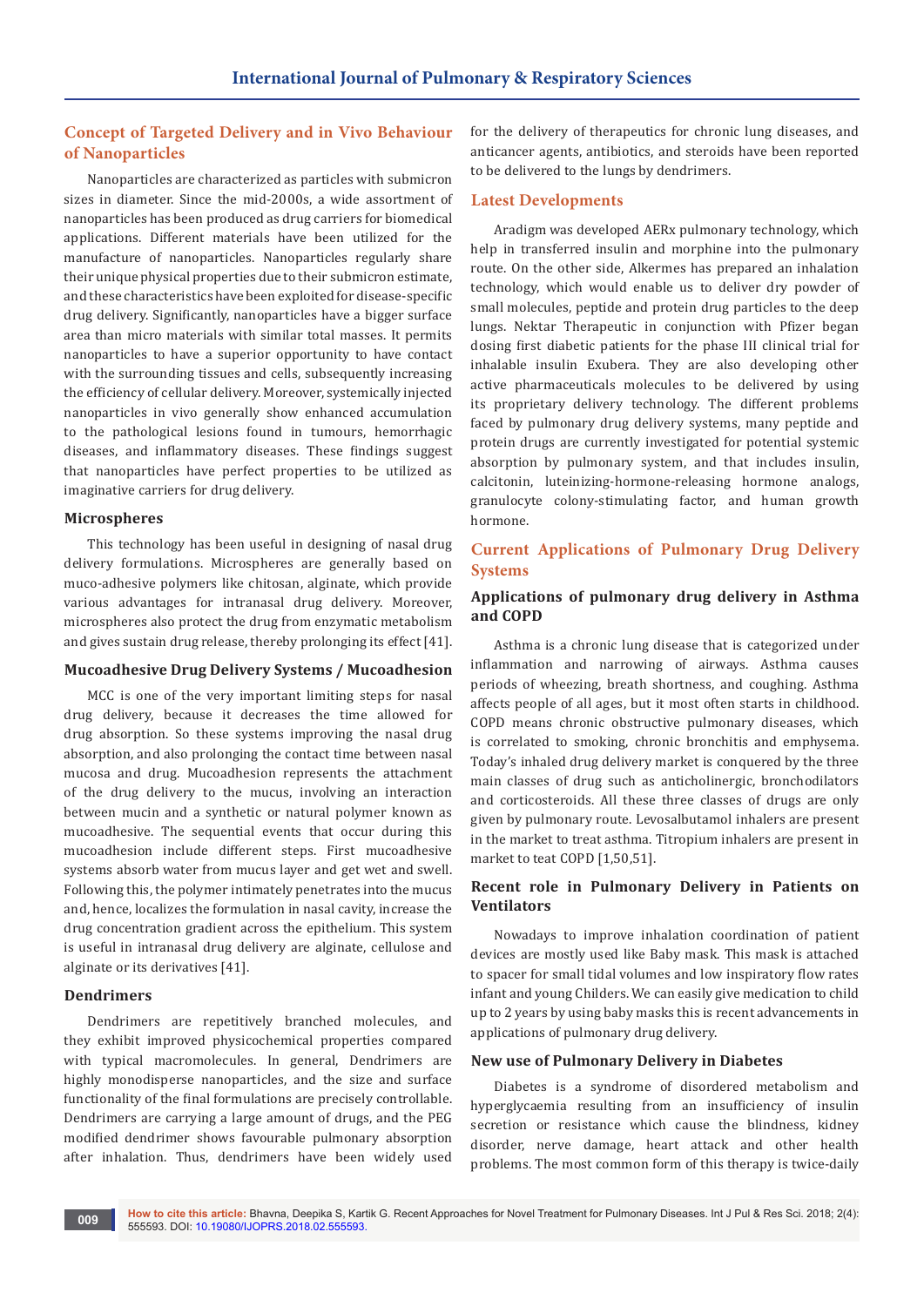## Concept of Targeted Delivery and in Vivo Behaviour of Nanoparticles

Nanoparticles are characterized as particles with submicron sizes in diameter. Since the mid-2000s, a wide assortment of nanoparticles has been produced as drug carriers for biomedical applications. Different materials have been utilized for the manufacture of nanoparticles. Nanoparticles regularly share their unique physical properties due to their submicron estimate, and these characteristics have been exploited for disease-specific drug delivery. Significantly, nanoparticles have a bigger surface area than micro materials with similar total masses. It permits nanoparticles to have a superior opportunity to have contact with the surrounding tissues and cells, subsequently increasing the efficiency of cellular delivery. Moreover, systemically injected nanoparticles in vivo generally show enhanced accumulation to the pathological lesions found in tumours, hemorrhagic diseases, and inflammatory diseases. These findings suggest that nanoparticles have perfect properties to be utilized as imaginative carriers for drug delivery.

### Microspheres

This technology has been useful in designing of nasal drug delivery formulations. Microspheres are generally based on muco-adhesive polymers like chitosan, alginate, which provide various advantages for intranasal drug delivery. Moreover, microspheres also protect the drug from enzymatic metabolism and gives sustain drug release, thereby prolonging its effect [41].

### Mucoadhesive Drug Delivery Systems / Mucoadhesion

MCC is one of the very important limiting steps for nasal drug delivery, because it decreases the time allowed for drug absorption. So these systems improving the nasal drug absorption, and also prolonging the contact time between nasal mucosa and drug. Mucoadhesion represents the attachment of the drug delivery to the mucus, involving an interaction between mucin and a synthetic or natural polymer known as mucoadhesive. The sequential events that occur during this mucoadhesion include different steps. First mucoadhesive systems absorb water from mucus layer and get wet and swell. Following this, the polymer intimately penetrates into the mucus and, hence, localizes the formulation in nasal cavity, increase the drug concentration gradient across the epithelium. This system is useful in intranasal drug delivery are alginate, cellulose and alginate or its derivatives [41].

### Dendrimers

Dendrimers are repetitively branched molecules, and they exhibit improved physicochemical properties compared with typical macromolecules. In general, Dendrimers are highly monodisperse nanoparticles, and the size and surface functionality of the final formulations are precisely controllable. Dendrimers are carrying a large amount of drugs, and the PEG modified dendrimer shows favourable pulmonary absorption after inhalation. Thus, dendrimers have been widely used for the delivery of therapeutics for chronic lung diseases, and anticancer agents, antibiotics, and steroids have been reported to be delivered to the lungs by dendrimers.

## Latest Developments

Aradigm was developed AERx pulmonary technology, which help in transferred insulin and morphine into the pulmonary route. On the other side, Alkermes has prepared an inhalation technology, which would enable us to deliver dry powder of small molecules, peptide and protein drug particles to the deep lungs. Nektar Therapeutic in conjunction with Pfizer began dosing first diabetic patients for the phase III clinical trial for inhalable insulin Exubera. They are also developing other active pharmaceuticals molecules to be delivered by using its proprietary delivery technology. The different problems faced by pulmonary drug delivery systems, many peptide and protein drugs are currently investigated for potential systemic absorption by pulmonary system, and that includes insulin, calcitonin, luteinizing-hormone-releasing hormone analogs, granulocyte colony-stimulating factor, and human growth hormone.

## Current Applications of Pulmonary Drug Delivery Systems

### Applications of pulmonary drug delivery in Asthma and COPD

Asthma is a chronic lung disease that is categorized under inflammation and narrowing of airways. Asthma causes periods of wheezing, breath shortness, and coughing. Asthma affects people of all ages, but it most often starts in childhood. COPD means chronic obstructive pulmonary diseases, which is correlated to smoking, chronic bronchitis and emphysema. Today's inhaled drug delivery market is conquered by the three main classes of drug such as anticholinergic, bronchodilators and corticosteroids. All these three classes of drugs are only given by pulmonary route. Levosalbutamol inhalers are present in the market to treat asthma. Titropium inhalers are present in market to teat COPD [1,50,51].

### Recent role in Pulmonary Delivery in Patients on Ventilators

Nowadays to improve inhalation coordination of patient devices are mostly used like Baby mask. This mask is attached to spacer for small tidal volumes and low inspiratory flow rates infant and young Childers. We can easily give medication to child up to 2 years by using baby masks this is recent advancements in applications of pulmonary drug delivery.

### New use of Pulmonary Delivery in Diabetes

Diabetes is a syndrome of disordered metabolism and hyperglycaemia resulting from an insufficiency of insulin secretion or resistance which cause the blindness, kidney disorder, nerve damage, heart attack and other health problems. The most common form of this therapy is twice-daily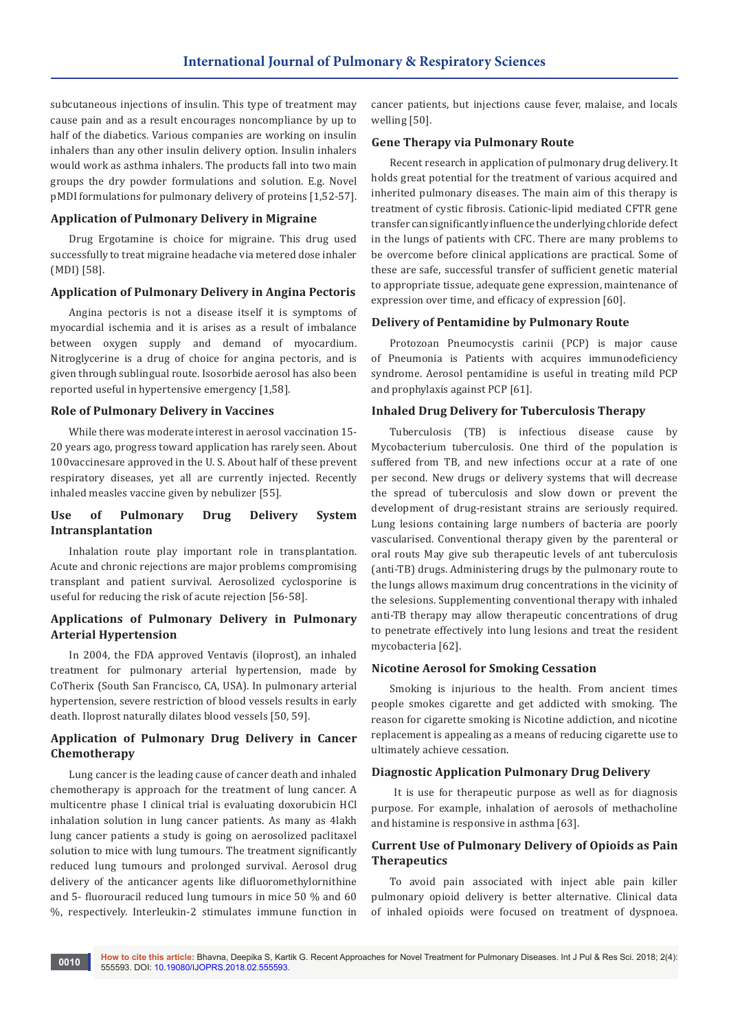subcutaneous injections of insulin. This type of treatment may cause pain and as a result encourages noncompliance by up to half of the diabetics. Various companies are working on insulin inhalers than any other insulin delivery option. Insulin inhalers would work as asthma inhalers. The products fall into two main groups the dry powder formulations and solution. E.g. Novel pMDI formulations for pulmonary delivery of proteins [1,52-57].

### Application of Pulmonary Delivery in Migraine

Drug Ergotamine is choice for migraine. This drug used successfully to treat migraine headache via metered dose inhaler (MDI) [58].

### Application of Pulmonary Delivery in Angina Pectoris

Angina pectoris is not a disease itself it is symptoms of myocardial ischemia and it is arises as a result of imbalance between oxygen supply and demand of myocardium. Nitroglycerine is a drug of choice for angina pectoris, and is given through sublingual route. Isosorbide aerosol has also been reported useful in hypertensive emergency [1,58].

### Role of Pulmonary Delivery in Vaccines

While there was moderate interest in aerosol vaccination 15-20 years ago, progress toward application has rarely seen. About 100vaccinesare approved in the U. S. About half of these prevent respiratory diseases, yet all are currently injected. Recently inhaled measles vaccine given by nebulizer [55].

### Use of Pulmonary Drug Delivery System Intransplantation

Inhalation route play important role in transplantation. Acute and chronic rejections are major problems compromising transplant and patient survival. Aerosolized cyclosporine is useful for reducing the risk of acute rejection [56-58].

### Applications of Pulmonary Delivery in Pulmonary Arterial Hypertension

In 2004, the FDA approved Ventavis (iloprost), an inhaled treatment for pulmonary arterial hypertension, made by CoTherix (South San Francisco, CA, USA). In pulmonary arterial hypertension, severe restriction of blood vessels results in early death. Iloprost naturally dilates blood vessels [50, 59].

### Application of Pulmonary Drug Delivery in Cancer Chemotherapy

Lung cancer is the leading cause of cancer death and inhaled chemotherapy is approach for the treatment of lung cancer. A multicentre phase I clinical trial is evaluating doxorubicin HCl inhalation solution in lung cancer patients. As many as 4lakh lung cancer patients a study is going on aerosolized paclitaxel solution to mice with lung tumours. The treatment significantly reduced lung tumours and prolonged survival. Aerosol drug delivery of the anticancer agents like difluoromethylornithine and 5- fluorouracil reduced lung tumours in mice 50 % and 60 %, respectively. Interleukin-2 stimulates immune function in cancer patients, but injections cause fever, malaise, and locals welling [50].

### Gene Therapy via Pulmonary Route

Recent research in application of pulmonary drug delivery. It holds great potential for the treatment of various acquired and inherited pulmonary diseases. The main aim of this therapy is treatment of cystic fibrosis. Cationic-lipid mediated CFTR gene transfer can significantly influence the underlying chloride defect in the lungs of patients with CFC. There are many problems to be overcome before clinical applications are practical. Some of these are safe, successful transfer of sufficient genetic material to appropriate tissue, adequate gene expression, maintenance of expression over time, and efficacy of expression [60].

### Delivery of Pentamidine by Pulmonary Route

Protozoan Pneumocystis carinii (PCP) is major cause of Pneumonia is Patients with acquires immunodeficiency syndrome. Aerosol pentamidine is useful in treating mild PCP and prophylaxis against PCP [61].

### Inhaled Drug Delivery for Tuberculosis Therapy

Tuberculosis (TB) is infectious disease cause by Mycobacterium tuberculosis. One third of the population is suffered from TB, and new infections occur at a rate of one per second. New drugs or delivery systems that will decrease the spread of tuberculosis and slow down or prevent the development of drug-resistant strains are seriously required. Lung lesions containing large numbers of bacteria are poorly vascularised. Conventional therapy given by the parenteral or oral routs May give sub therapeutic levels of ant tuberculosis (anti-TB) drugs. Administering drugs by the pulmonary route to the lungs allows maximum drug concentrations in the vicinity of the selesions. Supplementing conventional therapy with inhaled anti-TB therapy may allow therapeutic concentrations of drug to penetrate effectively into lung lesions and treat the resident mycobacteria [62].

### Nicotine Aerosol for Smoking Cessation

Smoking is injurious to the health. From ancient times people smokes cigarette and get addicted with smoking. The reason for cigarette smoking is Nicotine addiction, and nicotine replacement is appealing as a means of reducing cigarette use to ultimately achieve cessation.

### Diagnostic Application Pulmonary Drug Delivery

It is use for therapeutic purpose as well as for diagnosis purpose. For example, inhalation of aerosols of methacholine and histamine is responsive in asthma [63].

### Current Use of Pulmonary Delivery of Opioids as Pain Therapeutics

To avoid pain associated with inject able pain killer pulmonary opioid delivery is better alternative. Clinical data of inhaled opioids were focused on treatment of dyspnoea.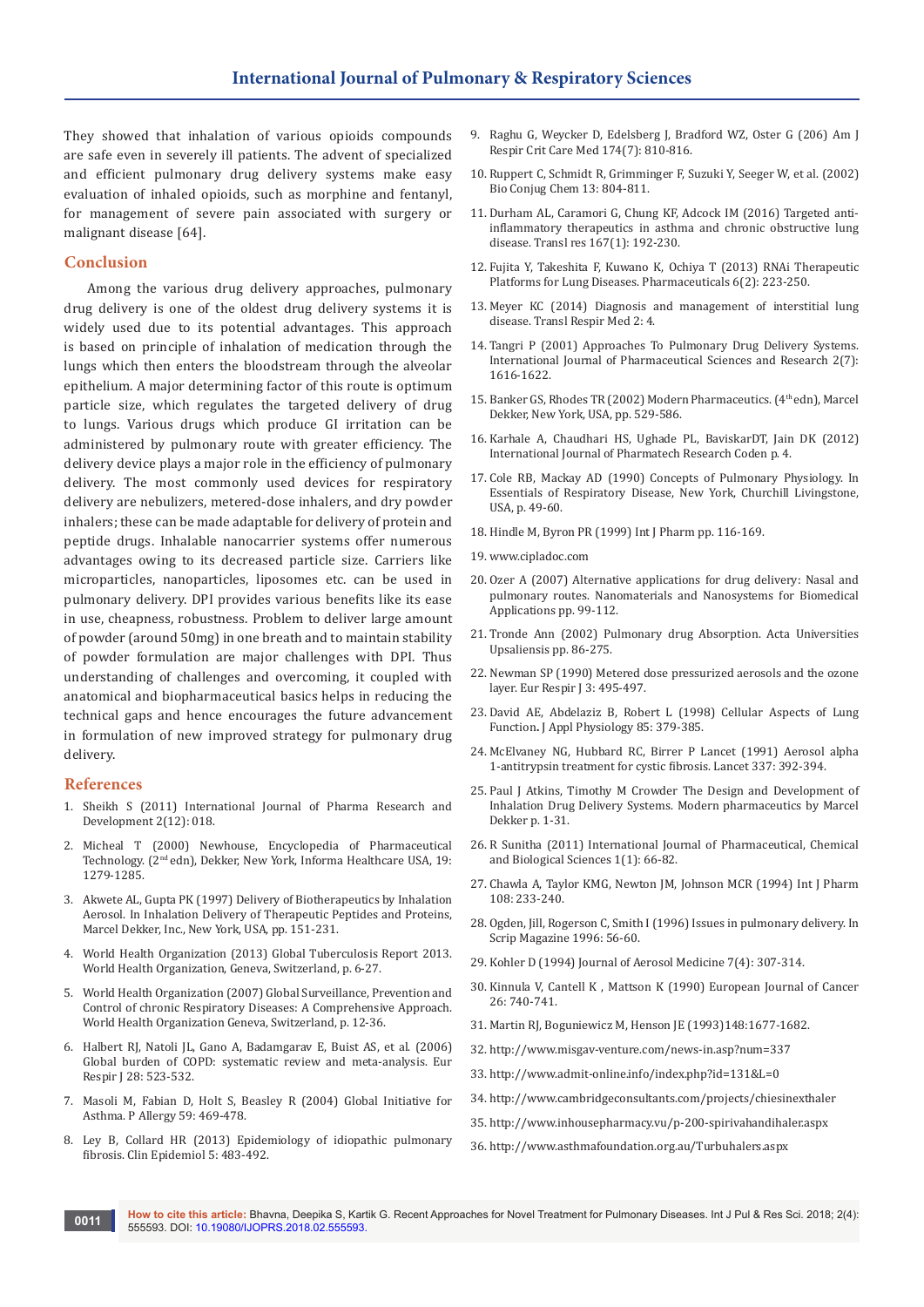They showed that inhalation of various opioids compounds are safe even in severely ill patients. The advent of specialized and efficient pulmonary drug delivery systems make easy evaluation of inhaled opioids, such as morphine and fentanyl, for management of severe pain associated with surgery or malignant disease [64].

## Conclusion

Among the various drug delivery approaches, pulmonary drug delivery is one of the oldest drug delivery systems it is widely used due to its potential advantages. This approach is based on principle of inhalation of medication through the lungs which then enters the bloodstream through the alveolar epithelium. A major determining factor of this route is optimum particle size, which regulates the targeted delivery of drug to lungs. Various drugs which produce GI irritation can be administered by pulmonary route with greater efficiency. The delivery device plays a major role in the efficiency of pulmonary delivery. The most commonly used devices for respiratory delivery are nebulizers, metered-dose inhalers, and dry powder inhalers; these can be made adaptable for delivery of protein and peptide drugs. Inhalable nanocarrier systems offer numerous advantages owing to its decreased particle size. Carriers like microparticles, nanoparticles, liposomes etc. can be used in pulmonary delivery. DPI provides various benefits like its ease in use, cheapness, robustness. Problem to deliver large amount of powder (around 50mg) in one breath and to maintain stability of powder formulation are major challenges with DPI. Thus understanding of challenges and overcoming, it coupled with anatomical and biopharmaceutical basics helps in reducing the technical gaps and hence encourages the future advancement in formulation of new improved strategy for pulmonary drug delivery.

## References

1. Sheikh S (2011) International Journal of Pharma Research and Development 2(12): 018.
2. Micheal T (2000) Newhouse, Encyclopedia of Pharmaceutical Technology. (2nd edn), Dekker, New York, Informa Healthcare USA, 19: 1279-1285.
3. Akwete AL, Gupta PK (1997) Delivery of Biotherapeutics by Inhalation Aerosol. In Inhalation Delivery of Therapeutic Peptides and Proteins, Marcel Dekker, Inc., New York, USA, pp. 151-231.
4. World Health Organization (2013) Global Tuberculosis Report 2013. World Health Organization, Geneva, Switzerland, p. 6-27.
5. World Health Organization (2007) Global Surveillance, Prevention and Control of chronic Respiratory Diseases: A Comprehensive Approach. World Health Organization Geneva, Switzerland, p. 12-36.
6. Halbert RJ, Natoli JL, Gano A, Badamgarav E, Buist AS, et al. (2006) Global burden of COPD: systematic review and meta-analysis. Eur Respir J 28: 523-532.
7. Masoli M, Fabian D, Holt S, Beasley R (2004) Global Initiative for Asthma. P Allergy 59: 469-478.
8. Ley B, Collard HR (2013) Epidemiology of idiopathic pulmonary fibrosis. Clin Epidemiol 5: 483-492.
9. Raghu G, Weycker D, Edelsberg J, Bradford WZ, Oster G (206) Am J Respir Crit Care Med 174(7): 810-816.
10. Ruppert C, Schmidt R, Grimminger F, Suzuki Y, Seeger W, et al. (2002) Bio Conjug Chem 13: 804-811.
11. Durham AL, Caramori G, Chung KF, Adcock IM (2016) Targeted anti-inflammatory therapeutics in asthma and chronic obstructive lung disease. Transl res 167(1): 192-230.
12. Fujita Y, Takeshita F, Kuwano K, Ochiya T (2013) RNAi Therapeutic Platforms for Lung Diseases. Pharmaceuticals 6(2): 223-250.
13. Meyer KC (2014) Diagnosis and management of interstitial lung disease. Transl Respir Med 2: 4.
14. Tangri P (2001) Approaches To Pulmonary Drug Delivery Systems. International Journal of Pharmaceutical Sciences and Research 2(7): 1616-1622.
15. Banker GS, Rhodes TR (2002) Modern Pharmaceutics. (4th edn), Marcel Dekker, New York, USA, pp. 529-586.
16. Karhale A, Chaudhari HS, Ughade PL, BaviskarDT, Jain DK (2012) International Journal of Pharmatech Research Coden p. 4.
17. Cole RB, Mackay AD (1990) Concepts of Pulmonary Physiology. In Essentials of Respiratory Disease, New York, Churchill Livingstone, USA, p. 49-60.
18. Hindle M, Byron PR (1999) Int J Pharm pp. 116-169.
19. www.cipladoc.com
20. Ozer A (2007) Alternative applications for drug delivery: Nasal and pulmonary routes. Nanomaterials and Nanosystems for Biomedical Applications pp. 99-112.
21. Tronde Ann (2002) Pulmonary drug Absorption. Acta Universities Upsaliensis pp. 86-275.
22. Newman SP (1990) Metered dose pressurized aerosols and the ozone layer. Eur Respir J 3: 495-497.
23. David AE, Abdelaziz B, Robert L (1998) Cellular Aspects of Lung Function. J Appl Physiology 85: 379-385.
24. McElvaney NG, Hubbard RC, Birrer P Lancet (1991) Aerosol alpha 1-antitrypsin treatment for cystic fibrosis. Lancet 337: 392-394.
25. Paul J Atkins, Timothy M Crowder The Design and Development of Inhalation Drug Delivery Systems. Modern pharmaceutics by Marcel Dekker p. 1-31.
26. R Sunitha (2011) International Journal of Pharmaceutical, Chemical and Biological Sciences 1(1): 66-82.
27. Chawla A, Taylor KMG, Newton JM, Johnson MCR (1994) Int J Pharm 108: 233-240.
28. Ogden, Jill, Rogerson C, Smith I (1996) Issues in pulmonary delivery. In Scrip Magazine 1996: 56-60.
29. Kohler D (1994) Journal of Aerosol Medicine 7(4): 307-314.
30. Kinnula V, Cantell K , Mattson K (1990) European Journal of Cancer 26: 740-741.
31. Martin RJ, Boguniewicz M, Henson JE (1993)148:1677-1682.
32. http://www.misgav-venture.com/news-in.asp?num=337
33. http://www.admit-online.info/index.php?id=131&L=0
34. http://www.cambridgeconsultants.com/projects/chiesinexthaler
35. http://www.inhousepharmacy.vu/p-200-spirivahandihaler.aspx
36. http://www.asthmafoundation.org.au/Turbuhalers.aspx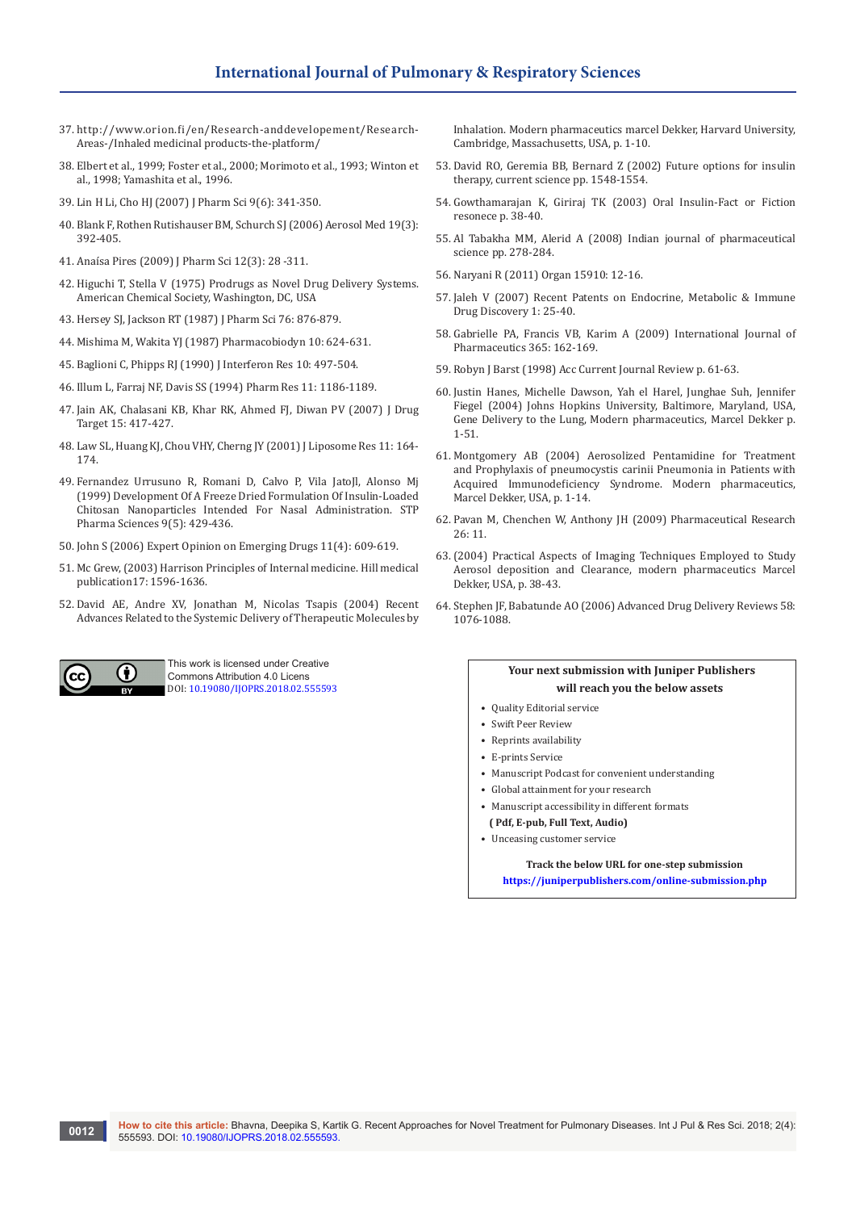37. http://www.orion.fi/en/Research-anddevelopement/Research-Areas-/Inhaled medicinal products-the-platform/
38. Elbert et al., 1999; Foster et al., 2000; Morimoto et al., 1993; Winton et al., 1998; Yamashita et al., 1996.
39. Lin H Li, Cho HJ (2007) J Pharm Sci 9(6): 341-350.
40. Blank F, Rothen Rutishauser BM, Schurch SJ (2006) Aerosol Med 19(3): 392-405.
41. Anaísa Pires (2009) J Pharm Sci 12(3): 28 -311.
42. Higuchi T, Stella V (1975) Prodrugs as Novel Drug Delivery Systems. American Chemical Society, Washington, DC, USA
43. Hersey SJ, Jackson RT (1987) J Pharm Sci 76: 876-879.
44. Mishima M, Wakita YJ (1987) Pharmacobiodyn 10: 624-631.
45. Baglioni C, Phipps RJ (1990) J Interferon Res 10: 497-504.
46. Illum L, Farraj NF, Davis SS (1994) Pharm Res 11: 1186-1189.
47. Jain AK, Chalasani KB, Khar RK, Ahmed FJ, Diwan PV (2007) J Drug Target 15: 417-427.
48. Law SL, Huang KJ, Chou VHY, Cherng JY (2001) J Liposome Res 11: 164-174.
49. Fernandez Urrusuno R, Romani D, Calvo P, Vila JatoJl, Alonso Mj (1999) Development Of A Freeze Dried Formulation Of Insulin-Loaded Chitosan Nanoparticles Intended For Nasal Administration. STP Pharma Sciences 9(5): 429-436.
50. John S (2006) Expert Opinion on Emerging Drugs 11(4): 609-619.
51. Mc Grew, (2003) Harrison Principles of Internal medicine. Hill medical publication17: 1596-1636.
52. David AE, Andre XV, Jonathan M, Nicolas Tsapis (2004) Recent Advances Related to the Systemic Delivery of Therapeutic Molecules by Inhalation. Modern pharmaceutics marcel Dekker, Harvard University, Cambridge, Massachusetts, USA, p. 1-10.
53. David RO, Geremia BB, Bernard Z (2002) Future options for insulin therapy, current science pp. 1548-1554.
54. Gowthamarajan K, Giriraj TK (2003) Oral Insulin-Fact or Fiction resonece p. 38-40.
55. Al Tabakha MM, Alerid A (2008) Indian journal of pharmaceutical science pp. 278-284.
56. Naryani R (2011) Organ 15910: 12-16.
57. Jaleh V (2007) Recent Patents on Endocrine, Metabolic & Immune Drug Discovery 1: 25-40.
58. Gabrielle PA, Francis VB, Karim A (2009) International Journal of Pharmaceutics 365: 162-169.
59. Robyn J Barst (1998) Acc Current Journal Review p. 61-63.
60. Justin Hanes, Michelle Dawson, Yah el Harel, Junghae Suh, Jennifer Fiegel (2004) Johns Hopkins University, Baltimore, Maryland, USA, Gene Delivery to the Lung, Modern pharmaceutics, Marcel Dekker p. 1-51.
61. Montgomery AB (2004) Aerosolized Pentamidine for Treatment and Prophylaxis of pneumocystis carinii Pneumonia in Patients with Acquired Immunodeficiency Syndrome. Modern pharmaceutics, Marcel Dekker, USA, p. 1-14.
62. Pavan M, Chenchen W, Anthony JH (2009) Pharmaceutical Research 26: 11.
63. (2004) Practical Aspects of Imaging Techniques Employed to Study Aerosol deposition and Clearance, modern pharmaceutics Marcel Dekker, USA, p. 38-43.
64. Stephen JF, Babatunde AO (2006) Advanced Drug Delivery Reviews 58: 1076-1088.

This work is licensed under Creative Commons Attribution 4.0 Licens
DOI: 10.19080/IJOPRS.2018.02.555593

**Your next submission with Juniper Publishers will reach you the below assets**

- Quality Editorial service
- Swift Peer Review
- Reprints availability
- E-prints Service
- Manuscript Podcast for convenient understanding
- Global attainment for your research
- Manuscript accessibility in different formats
  **( Pdf, E-pub, Full Text, Audio)**
- Unceasing customer service

**Track the below URL for one-step submission**
**https://juniperpublishers.com/online-submission.php**

**How to cite this article:** Bhavna, Deepika S, Kartik G. Recent Approaches for Novel Treatment for Pulmonary Diseases. Int J Pul & Res Sci. 2018; 2(4): 555593. DOI: 10.19080/IJOPRS.2018.02.555593.